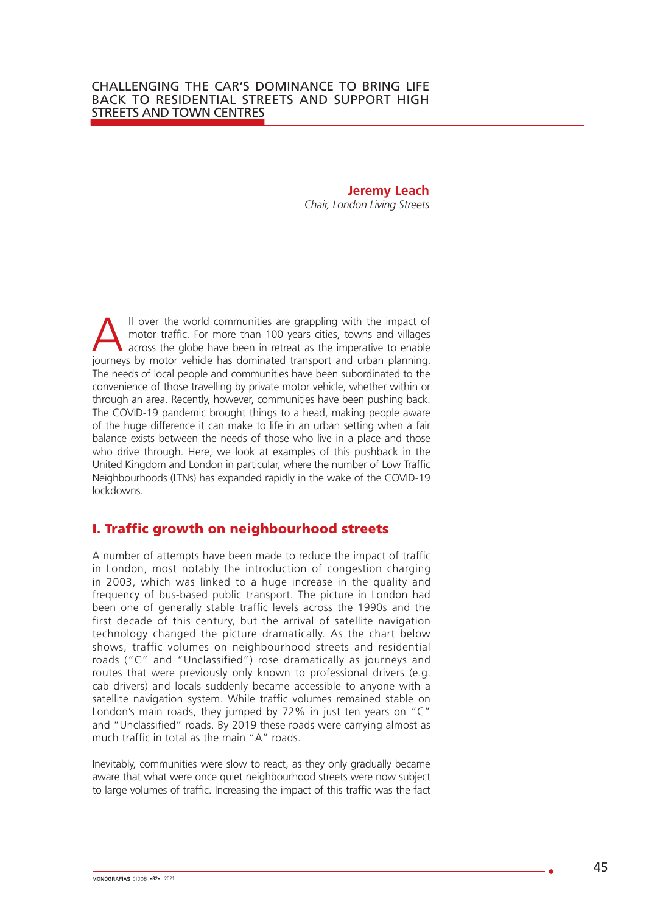# CHALLENGING THE CAR'S DOMINANCE TO BRING LIFE BACK TO RESIDENTIAL STREETS AND SUPPORT HIGH STREETS AND TOWN CENTRES

**Jeremy Leach**
*Chair, London Living Streets*

All over the world communities are grappling with the impact of motor traffic. For more than 100 years cities, towns and villages across the globe have been in retreat as the imperative to enable journeys by motor vehicle has dominated transport and urban planning. The needs of local people and communities have been subordinated to the convenience of those travelling by private motor vehicle, whether within or through an area. Recently, however, communities have been pushing back. The COVID-19 pandemic brought things to a head, making people aware of the huge difference it can make to life in an urban setting when a fair balance exists between the needs of those who live in a place and those who drive through. Here, we look at examples of this pushback in the United Kingdom and London in particular, where the number of Low Traffic Neighbourhoods (LTNs) has expanded rapidly in the wake of the COVID-19 lockdowns.

## I. Traffic growth on neighbourhood streets

A number of attempts have been made to reduce the impact of traffic in London, most notably the introduction of congestion charging in 2003, which was linked to a huge increase in the quality and frequency of bus-based public transport. The picture in London had been one of generally stable traffic levels across the 1990s and the first decade of this century, but the arrival of satellite navigation technology changed the picture dramatically. As the chart below shows, traffic volumes on neighbourhood streets and residential roads ("C" and "Unclassified") rose dramatically as journeys and routes that were previously only known to professional drivers (e.g. cab drivers) and locals suddenly became accessible to anyone with a satellite navigation system. While traffic volumes remained stable on London's main roads, they jumped by 72% in just ten years on "C" and "Unclassified" roads. By 2019 these roads were carrying almost as much traffic in total as the main "A" roads.

Inevitably, communities were slow to react, as they only gradually became aware that what were once quiet neighbourhood streets were now subject to large volumes of traffic. Increasing the impact of this traffic was the fact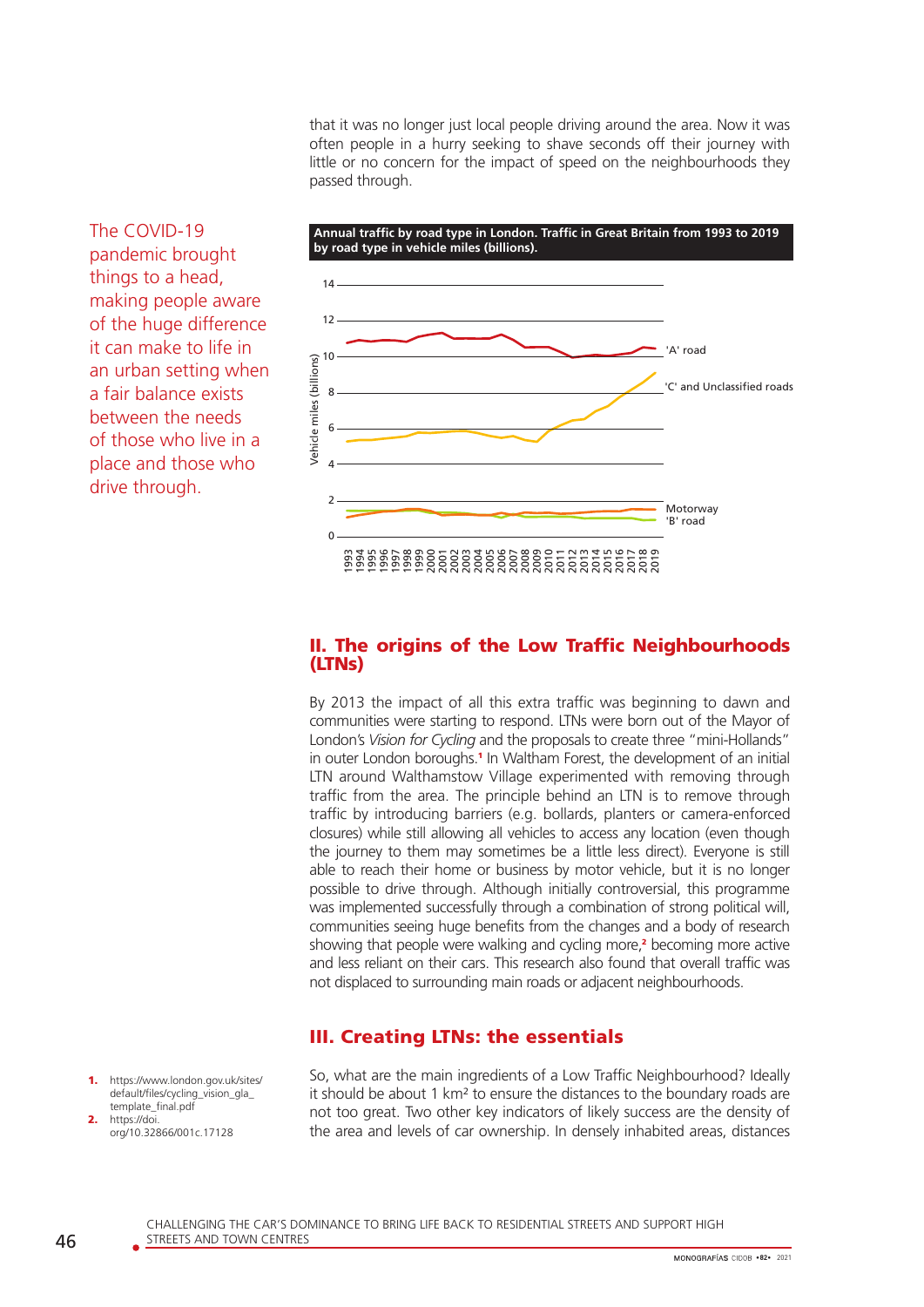that it was no longer just local people driving around the area. Now it was often people in a hurry seeking to shave seconds off their journey with little or no concern for the impact of speed on the neighbourhoods they passed through.

The COVID-19 pandemic brought things to a head, making people aware of the huge difference it can make to life in an urban setting when a fair balance exists between the needs of those who live in a place and those who drive through.

**Annual traffic by road type in London. Traffic in Great Britain from 1993 to 2019 by road type in vehicle miles (billions).**

## II. The origins of the Low Traffic Neighbourhoods (LTNs)

By 2013 the impact of all this extra traffic was beginning to dawn and communities were starting to respond. LTNs were born out of the Mayor of London's *Vision for Cycling* and the proposals to create three "mini-Hollands" in outer London boroughs.[1] In Waltham Forest, the development of an initial LTN around Walthamstow Village experimented with removing through traffic from the area. The principle behind an LTN is to remove through traffic by introducing barriers (e.g. bollards, planters or camera-enforced closures) while still allowing all vehicles to access any location (even though the journey to them may sometimes be a little less direct). Everyone is still able to reach their home or business by motor vehicle, but it is no longer possible to drive through. Although initially controversial, this programme was implemented successfully through a combination of strong political will, communities seeing huge benefits from the changes and a body of research showing that people were walking and cycling more,[2] becoming more active and less reliant on their cars. This research also found that overall traffic was not displaced to surrounding main roads or adjacent neighbourhoods.

## III. Creating LTNs: the essentials

So, what are the main ingredients of a Low Traffic Neighbourhood? Ideally it should be about 1 km² to ensure the distances to the boundary roads are not too great. Two other key indicators of likely success are the density of the area and levels of car ownership. In densely inhabited areas, distances

1. https://www.london.gov.uk/sites/default/files/cycling_vision_gla_template_final.pdf
2. https://doi.org/10.32866/001c.17128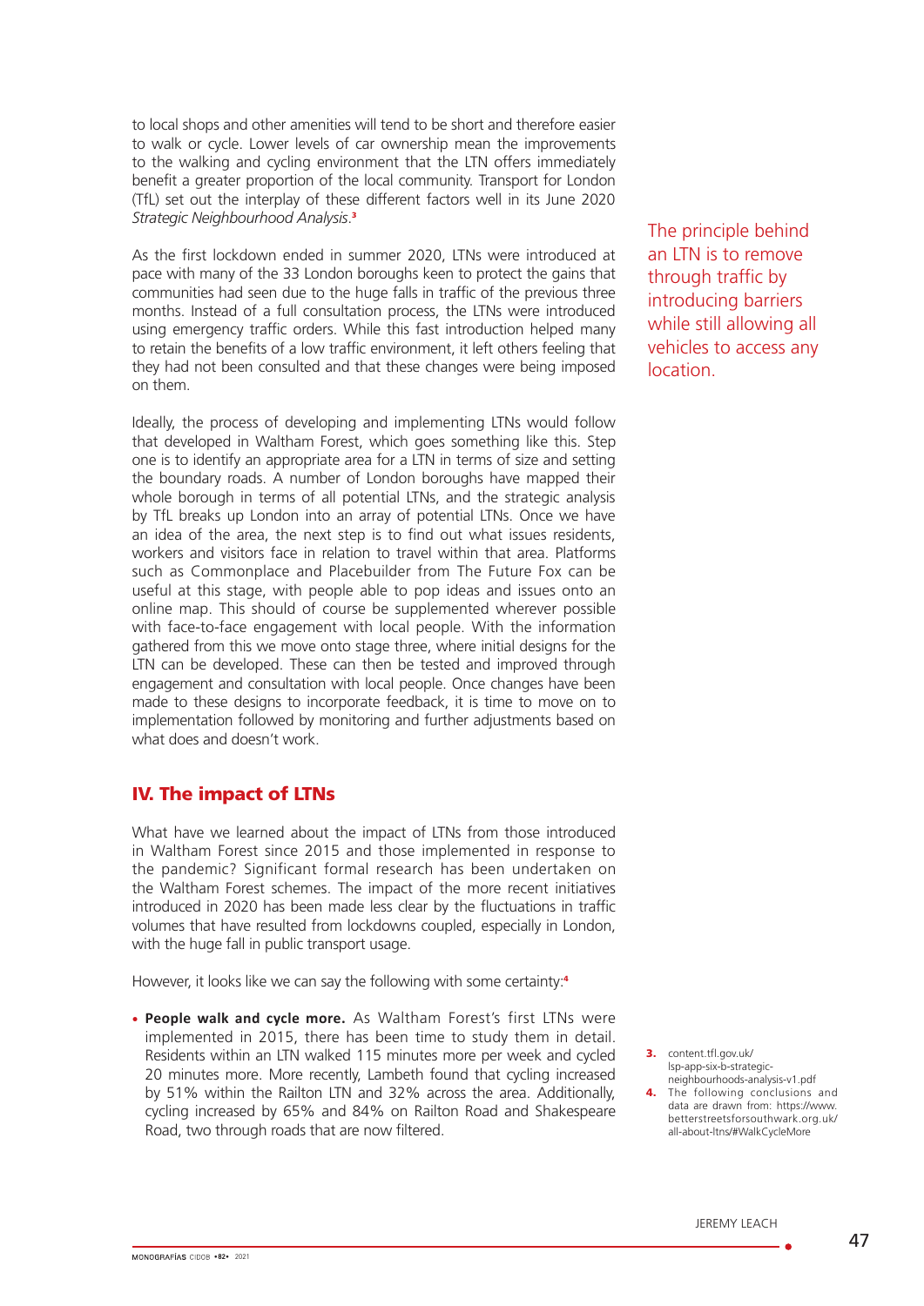to local shops and other amenities will tend to be short and therefore easier to walk or cycle. Lower levels of car ownership mean the improvements to the walking and cycling environment that the LTN offers immediately benefit a greater proportion of the local community. Transport for London (TfL) set out the interplay of these different factors well in its June 2020 *Strategic Neighbourhood Analysis*.[3]

As the first lockdown ended in summer 2020, LTNs were introduced at pace with many of the 33 London boroughs keen to protect the gains that communities had seen due to the huge falls in traffic of the previous three months. Instead of a full consultation process, the LTNs were introduced using emergency traffic orders. While this fast introduction helped many to retain the benefits of a low traffic environment, it left others feeling that they had not been consulted and that these changes were being imposed on them.

The principle behind an LTN is to remove through traffic by introducing barriers while still allowing all vehicles to access any location.

Ideally, the process of developing and implementing LTNs would follow that developed in Waltham Forest, which goes something like this. Step one is to identify an appropriate area for a LTN in terms of size and setting the boundary roads. A number of London boroughs have mapped their whole borough in terms of all potential LTNs, and the strategic analysis by TfL breaks up London into an array of potential LTNs. Once we have an idea of the area, the next step is to find out what issues residents, workers and visitors face in relation to travel within that area. Platforms such as Commonplace and Placebuilder from The Future Fox can be useful at this stage, with people able to pop ideas and issues onto an online map. This should of course be supplemented wherever possible with face-to-face engagement with local people. With the information gathered from this we move onto stage three, where initial designs for the LTN can be developed. These can then be tested and improved through engagement and consultation with local people. Once changes have been made to these designs to incorporate feedback, it is time to move on to implementation followed by monitoring and further adjustments based on what does and doesn't work.

## IV. The impact of LTNs

What have we learned about the impact of LTNs from those introduced in Waltham Forest since 2015 and those implemented in response to the pandemic? Significant formal research has been undertaken on the Waltham Forest schemes. The impact of the more recent initiatives introduced in 2020 has been made less clear by the fluctuations in traffic volumes that have resulted from lockdowns coupled, especially in London, with the huge fall in public transport usage.

However, it looks like we can say the following with some certainty:[4]

- **People walk and cycle more.** As Waltham Forest's first LTNs were implemented in 2015, there has been time to study them in detail. Residents within an LTN walked 115 minutes more per week and cycled 20 minutes more. More recently, Lambeth found that cycling increased by 51% within the Railton LTN and 32% across the area. Additionally, cycling increased by 65% and 84% on Railton Road and Shakespeare Road, two through roads that are now filtered.

3. content.tfl.gov.uk/lsp-app-six-b-strategic-neighbourhoods-analysis-v1.pdf
4. The following conclusions and data are drawn from: https://www.betterstreetsforsouthwark.org.uk/all-about-ltns/#WalkCycleMore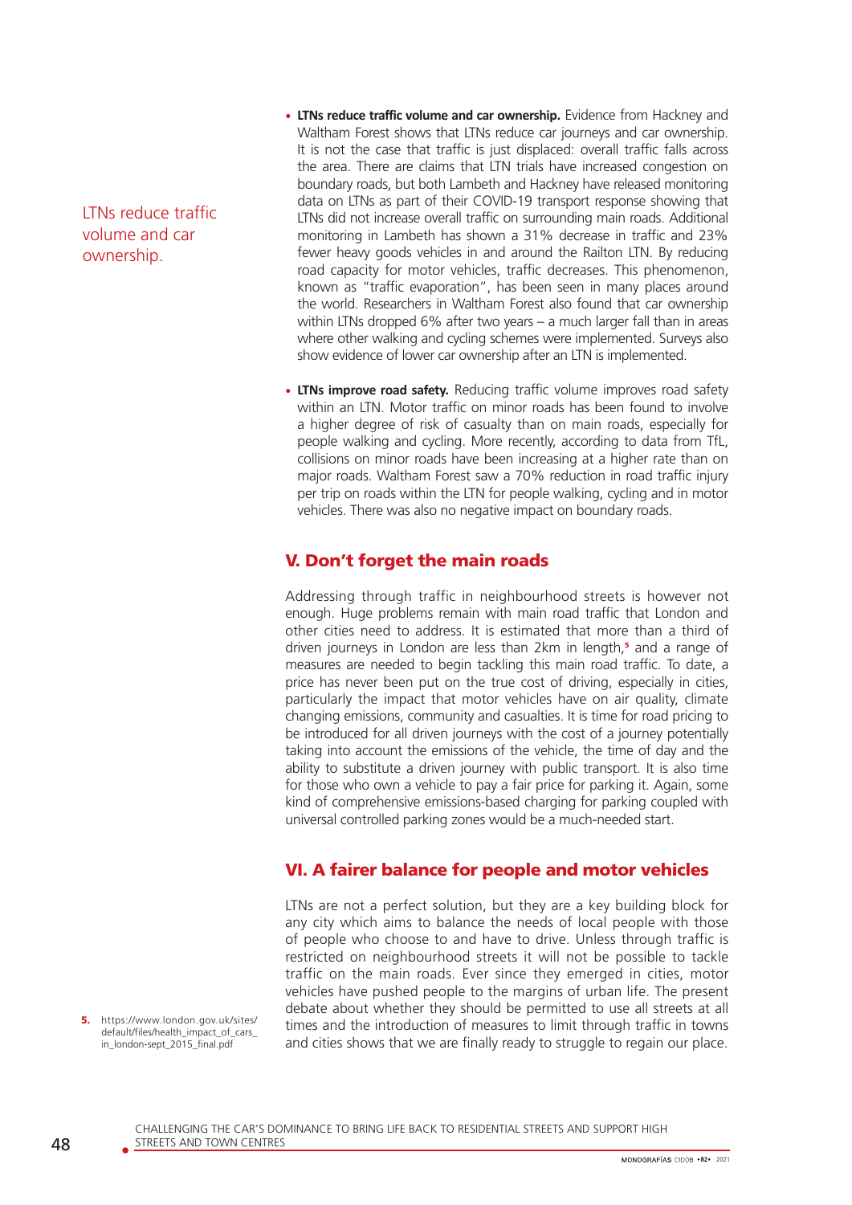LTNs reduce traffic volume and car ownership.

- **LTNs reduce traffic volume and car ownership.** Evidence from Hackney and Waltham Forest shows that LTNs reduce car journeys and car ownership. It is not the case that traffic is just displaced: overall traffic falls across the area. There are claims that LTN trials have increased congestion on boundary roads, but both Lambeth and Hackney have released monitoring data on LTNs as part of their COVID-19 transport response showing that LTNs did not increase overall traffic on surrounding main roads. Additional monitoring in Lambeth has shown a 31% decrease in traffic and 23% fewer heavy goods vehicles in and around the Railton LTN. By reducing road capacity for motor vehicles, traffic decreases. This phenomenon, known as "traffic evaporation", has been seen in many places around the world. Researchers in Waltham Forest also found that car ownership within LTNs dropped 6% after two years – a much larger fall than in areas where other walking and cycling schemes were implemented. Surveys also show evidence of lower car ownership after an LTN is implemented.

- **LTNs improve road safety.** Reducing traffic volume improves road safety within an LTN. Motor traffic on minor roads has been found to involve a higher degree of risk of casualty than on main roads, especially for people walking and cycling. More recently, according to data from TfL, collisions on minor roads have been increasing at a higher rate than on major roads. Waltham Forest saw a 70% reduction in road traffic injury per trip on roads within the LTN for people walking, cycling and in motor vehicles. There was also no negative impact on boundary roads.

## V. Don't forget the main roads

Addressing through traffic in neighbourhood streets is however not enough. Huge problems remain with main road traffic that London and other cities need to address. It is estimated that more than a third of driven journeys in London are less than 2km in length,[5] and a range of measures are needed to begin tackling this main road traffic. To date, a price has never been put on the true cost of driving, especially in cities, particularly the impact that motor vehicles have on air quality, climate changing emissions, community and casualties. It is time for road pricing to be introduced for all driven journeys with the cost of a journey potentially taking into account the emissions of the vehicle, the time of day and the ability to substitute a driven journey with public transport. It is also time for those who own a vehicle to pay a fair price for parking it. Again, some kind of comprehensive emissions-based charging for parking coupled with universal controlled parking zones would be a much-needed start.

## VI. A fairer balance for people and motor vehicles

LTNs are not a perfect solution, but they are a key building block for any city which aims to balance the needs of local people with those of people who choose to and have to drive. Unless through traffic is restricted on neighbourhood streets it will not be possible to tackle traffic on the main roads. Ever since they emerged in cities, motor vehicles have pushed people to the margins of urban life. The present debate about whether they should be permitted to use all streets at all times and the introduction of measures to limit through traffic in towns and cities shows that we are finally ready to struggle to regain our place.

5. https://www.london.gov.uk/sites/default/files/health_impact_of_cars_in_london-sept_2015_final.pdf